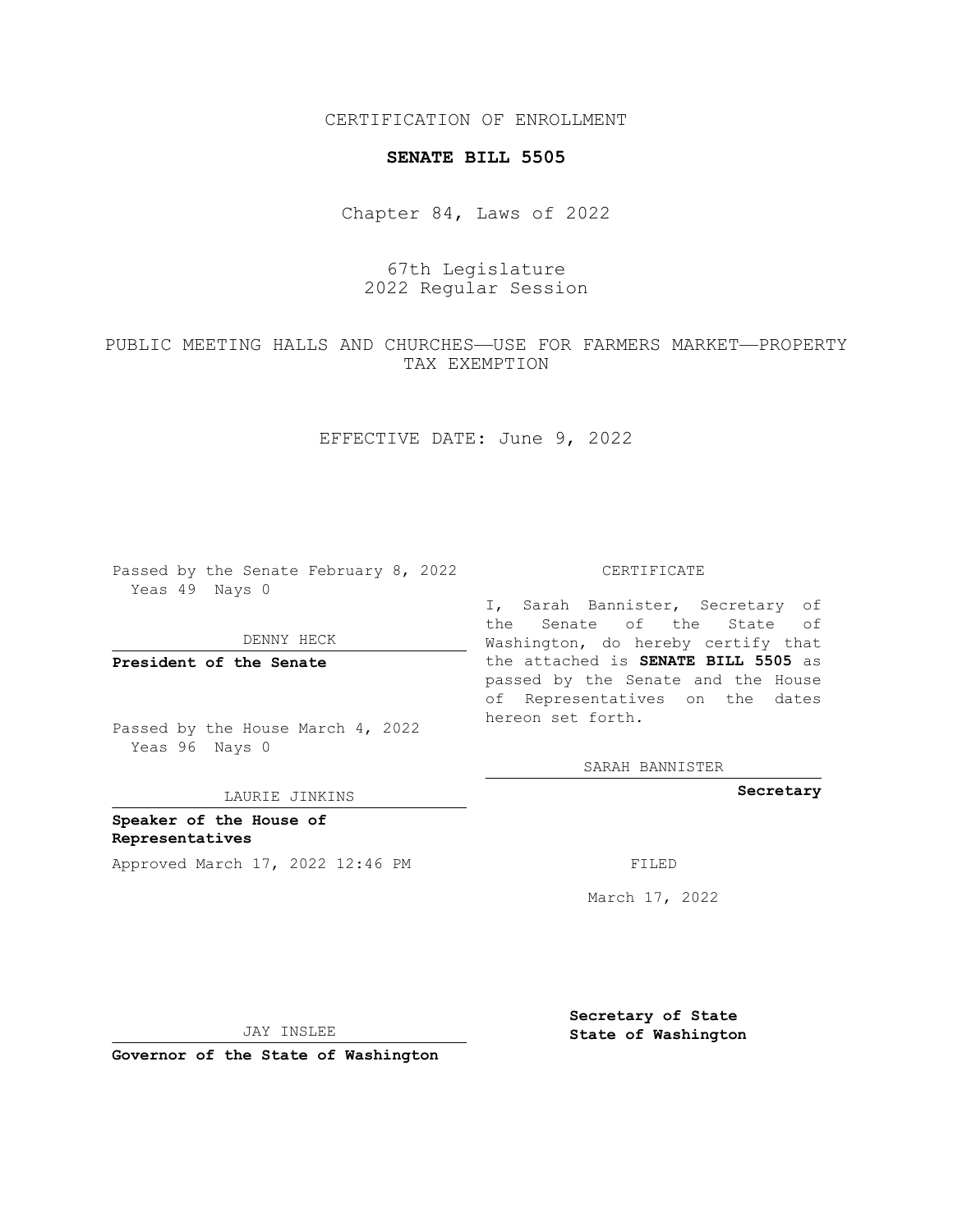CERTIFICATION OF ENROLLMENT

**SENATE BILL 5505**

Chapter 84, Laws of 2022

67th Legislature
2022 Regular Session

PUBLIC MEETING HALLS AND CHURCHES—USE FOR FARMERS MARKET—PROPERTY TAX EXEMPTION

EFFECTIVE DATE: June 9, 2022

Passed by the Senate February 8, 2022
Yeas 49 Nays 0

DENNY HECK

**President of the Senate**

Passed by the House March 4, 2022
Yeas 96 Nays 0

LAURIE JINKINS

**Speaker of the House of Representatives**

Approved March 17, 2022 12:46 PM

JAY INSLEE

**Governor of the State of Washington**

CERTIFICATE

I, Sarah Bannister, Secretary of the Senate of the State of Washington, do hereby certify that the attached is **SENATE BILL 5505** as passed by the Senate and the House of Representatives on the dates hereon set forth.

SARAH BANNISTER

**Secretary**

FILED

March 17, 2022

**Secretary of State**
**State of Washington**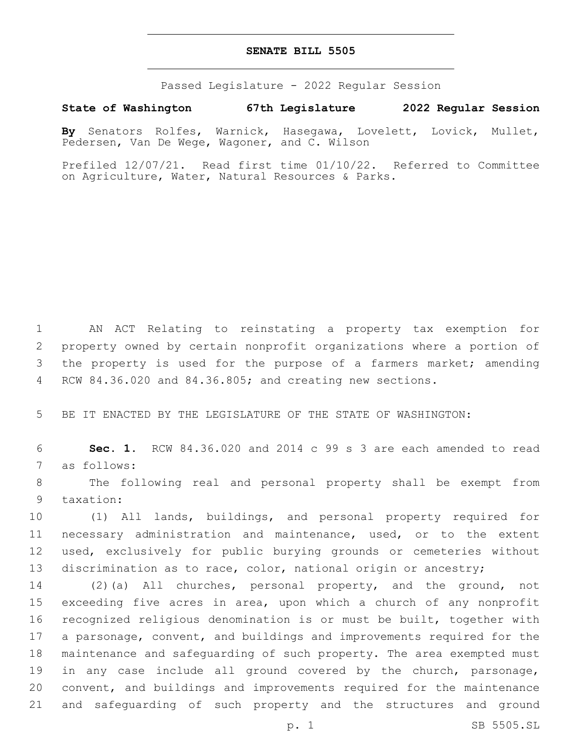# SENATE BILL 5505

Passed Legislature - 2022 Regular Session

**State of Washington 67th Legislature 2022 Regular Session**

**By** Senators Rolfes, Warnick, Hasegawa, Lovelett, Lovick, Mullet, Pedersen, Van De Wege, Wagoner, and C. Wilson

Prefiled 12/07/21. Read first time 01/10/22. Referred to Committee on Agriculture, Water, Natural Resources & Parks.

AN ACT Relating to reinstating a property tax exemption for property owned by certain nonprofit organizations where a portion of the property is used for the purpose of a farmers market; amending RCW 84.36.020 and 84.36.805; and creating new sections.

BE IT ENACTED BY THE LEGISLATURE OF THE STATE OF WASHINGTON:

**Sec. 1.** RCW 84.36.020 and 2014 c 99 s 3 are each amended to read as follows:

The following real and personal property shall be exempt from taxation:

(1) All lands, buildings, and personal property required for necessary administration and maintenance, used, or to the extent used, exclusively for public burying grounds or cemeteries without discrimination as to race, color, national origin or ancestry;

(2)(a) All churches, personal property, and the ground, not exceeding five acres in area, upon which a church of any nonprofit recognized religious denomination is or must be built, together with a parsonage, convent, and buildings and improvements required for the maintenance and safeguarding of such property. The area exempted must in any case include all ground covered by the church, parsonage, convent, and buildings and improvements required for the maintenance and safeguarding of such property and the structures and ground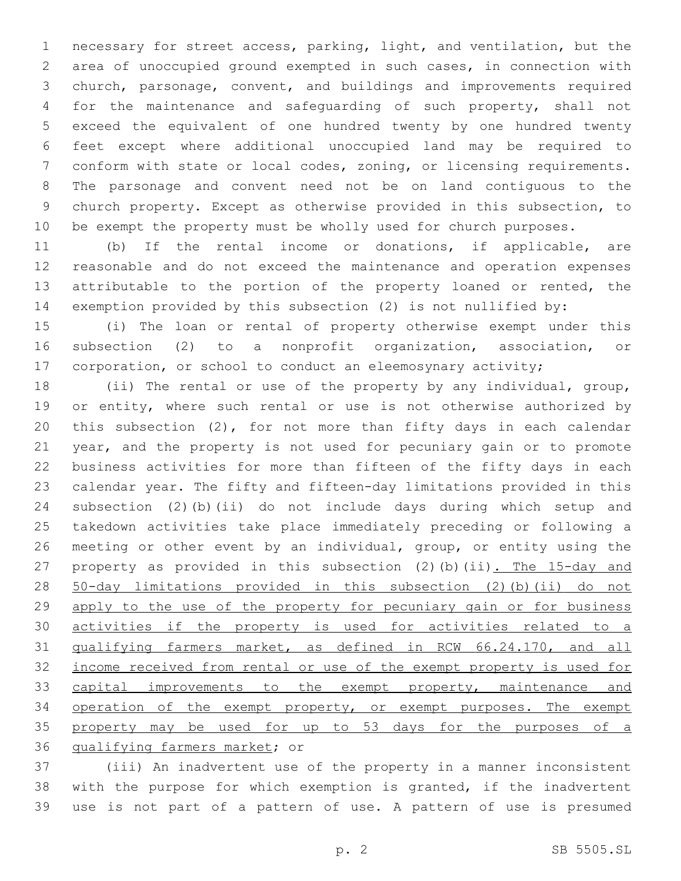necessary for street access, parking, light, and ventilation, but the area of unoccupied ground exempted in such cases, in connection with church, parsonage, convent, and buildings and improvements required for the maintenance and safeguarding of such property, shall not exceed the equivalent of one hundred twenty by one hundred twenty feet except where additional unoccupied land may be required to conform with state or local codes, zoning, or licensing requirements. The parsonage and convent need not be on land contiguous to the church property. Except as otherwise provided in this subsection, to be exempt the property must be wholly used for church purposes.

(b) If the rental income or donations, if applicable, are reasonable and do not exceed the maintenance and operation expenses attributable to the portion of the property loaned or rented, the exemption provided by this subsection (2) is not nullified by:

(i) The loan or rental of property otherwise exempt under this subsection (2) to a nonprofit organization, association, or corporation, or school to conduct an eleemosynary activity;

(ii) The rental or use of the property by any individual, group, or entity, where such rental or use is not otherwise authorized by this subsection (2), for not more than fifty days in each calendar year, and the property is not used for pecuniary gain or to promote business activities for more than fifteen of the fifty days in each calendar year. The fifty and fifteen-day limitations provided in this subsection (2)(b)(ii) do not include days during which setup and takedown activities take place immediately preceding or following a meeting or other event by an individual, group, or entity using the property as provided in this subsection (2)(b)(ii)<u>. The 15-day and 50-day limitations provided in this subsection (2)(b)(ii) do not apply to the use of the property for pecuniary gain or for business activities if the property is used for activities related to a qualifying farmers market, as defined in RCW 66.24.170, and all income received from rental or use of the exempt property is used for capital improvements to the exempt property, maintenance and operation of the exempt property, or exempt purposes. The exempt property may be used for up to 53 days for the purposes of a qualifying farmers market</u>; or

(iii) An inadvertent use of the property in a manner inconsistent with the purpose for which exemption is granted, if the inadvertent use is not part of a pattern of use. A pattern of use is presumed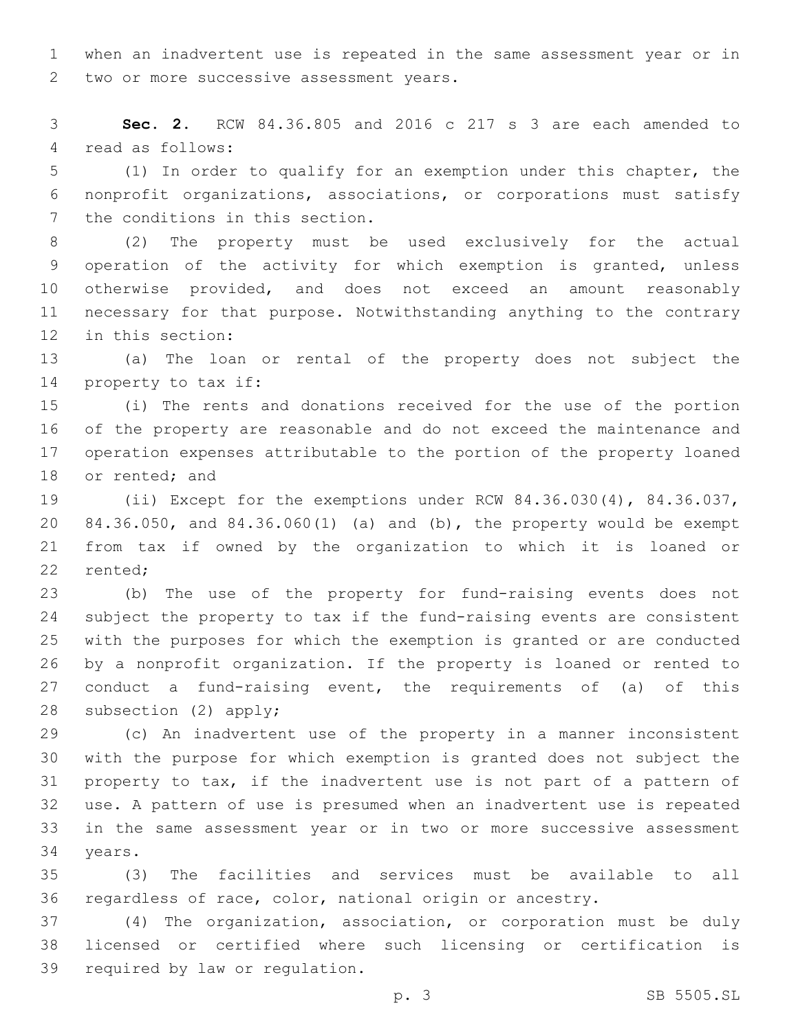when an inadvertent use is repeated in the same assessment year or in two or more successive assessment years.

**Sec. 2.** RCW 84.36.805 and 2016 c 217 s 3 are each amended to read as follows:

(1) In order to qualify for an exemption under this chapter, the nonprofit organizations, associations, or corporations must satisfy the conditions in this section.

(2) The property must be used exclusively for the actual operation of the activity for which exemption is granted, unless otherwise provided, and does not exceed an amount reasonably necessary for that purpose. Notwithstanding anything to the contrary in this section:

(a) The loan or rental of the property does not subject the property to tax if:

(i) The rents and donations received for the use of the portion of the property are reasonable and do not exceed the maintenance and operation expenses attributable to the portion of the property loaned or rented; and

(ii) Except for the exemptions under RCW 84.36.030(4), 84.36.037, 84.36.050, and 84.36.060(1) (a) and (b), the property would be exempt from tax if owned by the organization to which it is loaned or rented;

(b) The use of the property for fund-raising events does not subject the property to tax if the fund-raising events are consistent with the purposes for which the exemption is granted or are conducted by a nonprofit organization. If the property is loaned or rented to conduct a fund-raising event, the requirements of (a) of this subsection (2) apply;

(c) An inadvertent use of the property in a manner inconsistent with the purpose for which exemption is granted does not subject the property to tax, if the inadvertent use is not part of a pattern of use. A pattern of use is presumed when an inadvertent use is repeated in the same assessment year or in two or more successive assessment years.

(3) The facilities and services must be available to all regardless of race, color, national origin or ancestry.

(4) The organization, association, or corporation must be duly licensed or certified where such licensing or certification is required by law or regulation.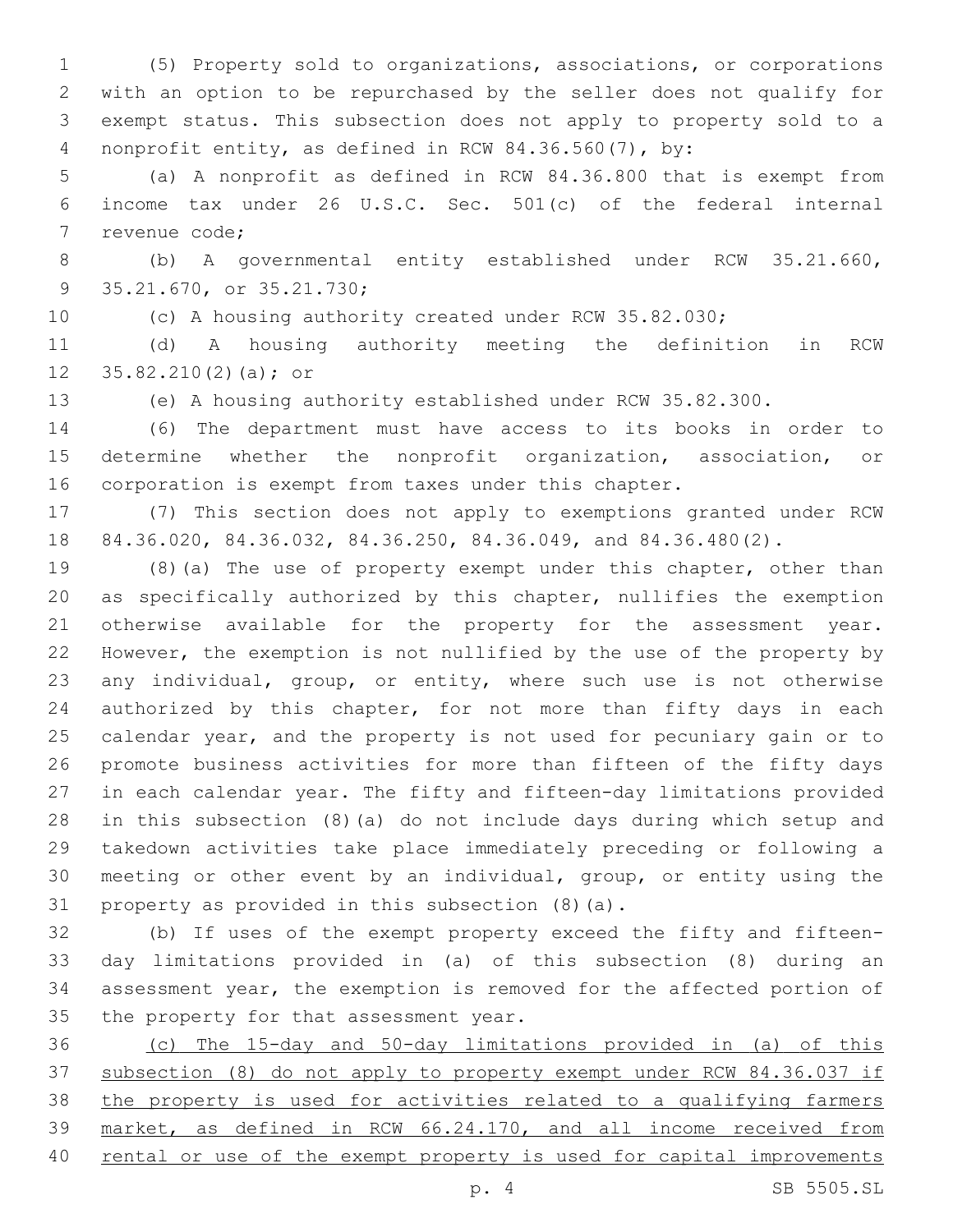(5) Property sold to organizations, associations, or corporations with an option to be repurchased by the seller does not qualify for exempt status. This subsection does not apply to property sold to a nonprofit entity, as defined in RCW 84.36.560(7), by:

(a) A nonprofit as defined in RCW 84.36.800 that is exempt from income tax under 26 U.S.C. Sec. 501(c) of the federal internal revenue code;

(b) A governmental entity established under RCW 35.21.660, 35.21.670, or 35.21.730;

(c) A housing authority created under RCW 35.82.030;

(d) A housing authority meeting the definition in RCW 35.82.210(2)(a); or

(e) A housing authority established under RCW 35.82.300.

(6) The department must have access to its books in order to determine whether the nonprofit organization, association, or corporation is exempt from taxes under this chapter.

(7) This section does not apply to exemptions granted under RCW 84.36.020, 84.36.032, 84.36.250, 84.36.049, and 84.36.480(2).

(8)(a) The use of property exempt under this chapter, other than as specifically authorized by this chapter, nullifies the exemption otherwise available for the property for the assessment year. However, the exemption is not nullified by the use of the property by any individual, group, or entity, where such use is not otherwise authorized by this chapter, for not more than fifty days in each calendar year, and the property is not used for pecuniary gain or to promote business activities for more than fifteen of the fifty days in each calendar year. The fifty and fifteen-day limitations provided in this subsection (8)(a) do not include days during which setup and takedown activities take place immediately preceding or following a meeting or other event by an individual, group, or entity using the property as provided in this subsection (8)(a).

(b) If uses of the exempt property exceed the fifty and fifteen-day limitations provided in (a) of this subsection (8) during an assessment year, the exemption is removed for the affected portion of the property for that assessment year.

<u>(c) The 15-day and 50-day limitations provided in (a) of this subsection (8) do not apply to property exempt under RCW 84.36.037 if the property is used for activities related to a qualifying farmers market, as defined in RCW 66.24.170, and all income received from rental or use of the exempt property is used for capital improvements</u>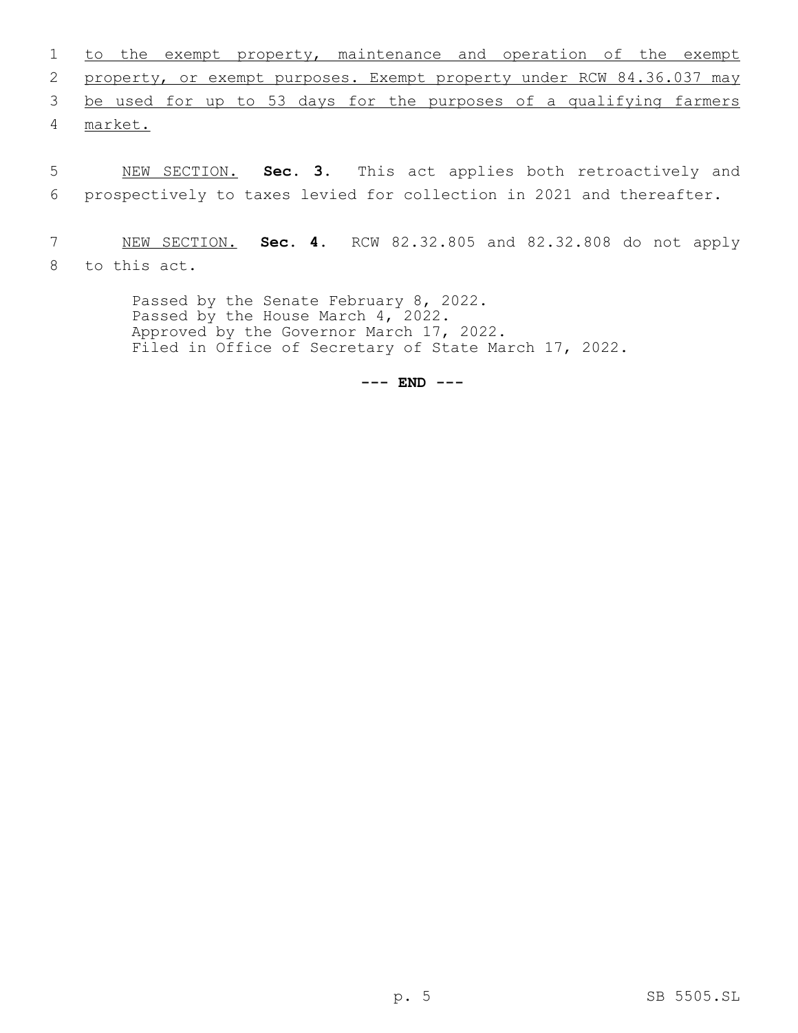to the exempt property, maintenance and operation of the exempt property, or exempt purposes. Exempt property under RCW 84.36.037 may be used for up to 53 days for the purposes of a qualifying farmers market.

NEW SECTION. **Sec. 3.** This act applies both retroactively and prospectively to taxes levied for collection in 2021 and thereafter.

NEW SECTION. **Sec. 4.** RCW 82.32.805 and 82.32.808 do not apply to this act.

Passed by the Senate February 8, 2022.
Passed by the House March 4, 2022.
Approved by the Governor March 17, 2022.
Filed in Office of Secretary of State March 17, 2022.

**--- END ---**